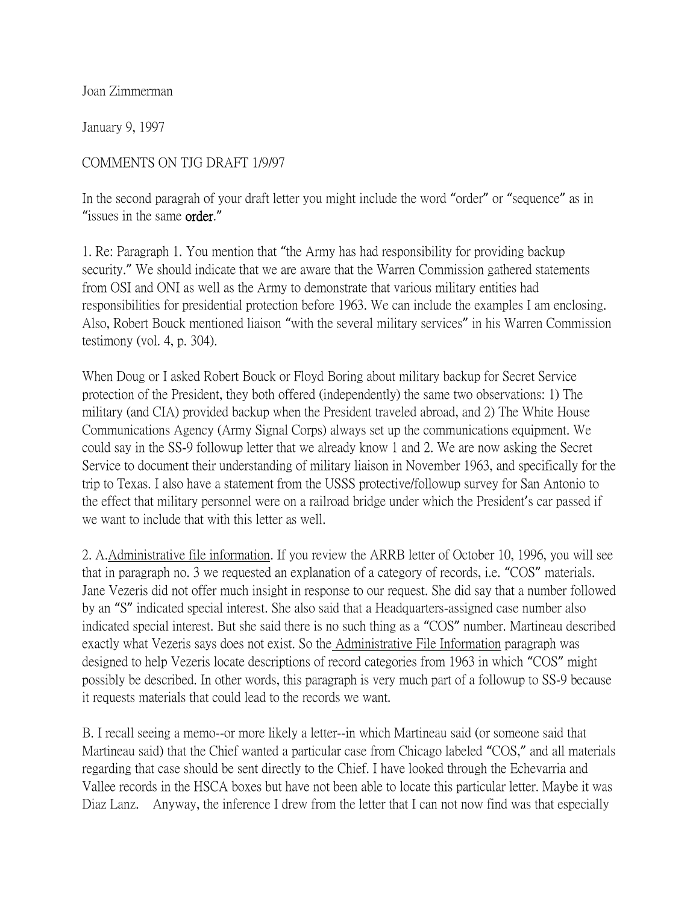Joan Zimmerman

January 9, 1997

COMMENTS ON TJG DRAFT 1/9/97

In the second paragrah of your draft letter you might include the word "order" or "sequence" as in "issues in the same **order**."

1. Re: Paragraph 1. You mention that "the Army has had responsibility for providing backup security." We should indicate that we are aware that the Warren Commission gathered statements from OSI and ONI as well as the Army to demonstrate that various military entities had responsibilities for presidential protection before 1963. We can include the examples I am enclosing. Also, Robert Bouck mentioned liaison "with the several military services" in his Warren Commission testimony (vol. 4, p. 304).

When Doug or I asked Robert Bouck or Floyd Boring about military backup for Secret Service protection of the President, they both offered (independently) the same two observations: 1) The military (and CIA) provided backup when the President traveled abroad, and 2) The White House Communications Agency (Army Signal Corps) always set up the communications equipment. We could say in the SS-9 followup letter that we already know 1 and 2. We are now asking the Secret Service to document their understanding of military liaison in November 1963, and specifically for the trip to Texas. I also have a statement from the USSS protective/followup survey for San Antonio to the effect that military personnel were on a railroad bridge under which the President's car passed if we want to include that with this letter as well.

2. A. <u>Administrative file information</u>. If you review the ARRB letter of October 10, 1996, you will see that in paragraph no. 3 we requested an explanation of a category of records, i.e. "COS" materials. Jane Vezeris did not offer much insight in response to our request. She did say that a number followed by an "S" indicated special interest. She also said that a Headquarters-assigned case number also indicated special interest. But she said there is no such thing as a "COS" number. Martineau described exactly what Vezeris says does not exist. So the <u>Administrative File Information</u> paragraph was designed to help Vezeris locate descriptions of record categories from 1963 in which "COS" might possibly be described. In other words, this paragraph is very much part of a followup to SS-9 because it requests materials that could lead to the records we want.

B. I recall seeing a memo--or more likely a letter--in which Martineau said (or someone said that Martineau said) that the Chief wanted a particular case from Chicago labeled "COS," and all materials regarding that case should be sent directly to the Chief. I have looked through the Echevarria and Vallee records in the HSCA boxes but have not been able to locate this particular letter. Maybe it was Diaz Lanz. Anyway, the inference I drew from the letter that I can not now find was that especially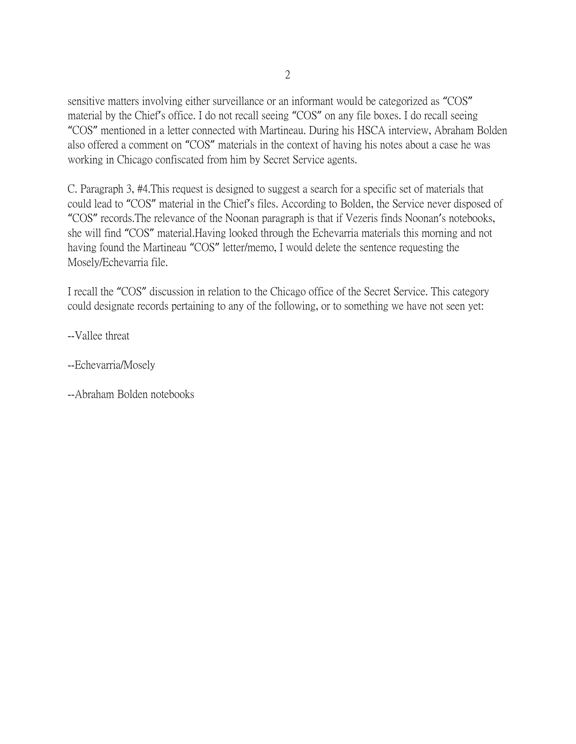sensitive matters involving either surveillance or an informant would be categorized as "COS" material by the Chief's office. I do not recall seeing "COS" on any file boxes. I do recall seeing "COS" mentioned in a letter connected with Martineau. During his HSCA interview, Abraham Bolden also offered a comment on "COS" materials in the context of having his notes about a case he was working in Chicago confiscated from him by Secret Service agents.

C. Paragraph 3, #4.This request is designed to suggest a search for a specific set of materials that could lead to "COS" material in the Chief's files. According to Bolden, the Service never disposed of "COS" records.The relevance of the Noonan paragraph is that if Vezeris finds Noonan's notebooks, she will find "COS" material.Having looked through the Echevarria materials this morning and not having found the Martineau "COS" letter/memo, I would delete the sentence requesting the Mosely/Echevarria file.

I recall the "COS" discussion in relation to the Chicago office of the Secret Service. This category could designate records pertaining to any of the following, or to something we have not seen yet:

--Vallee threat

--Echevarria/Mosely

--Abraham Bolden notebooks